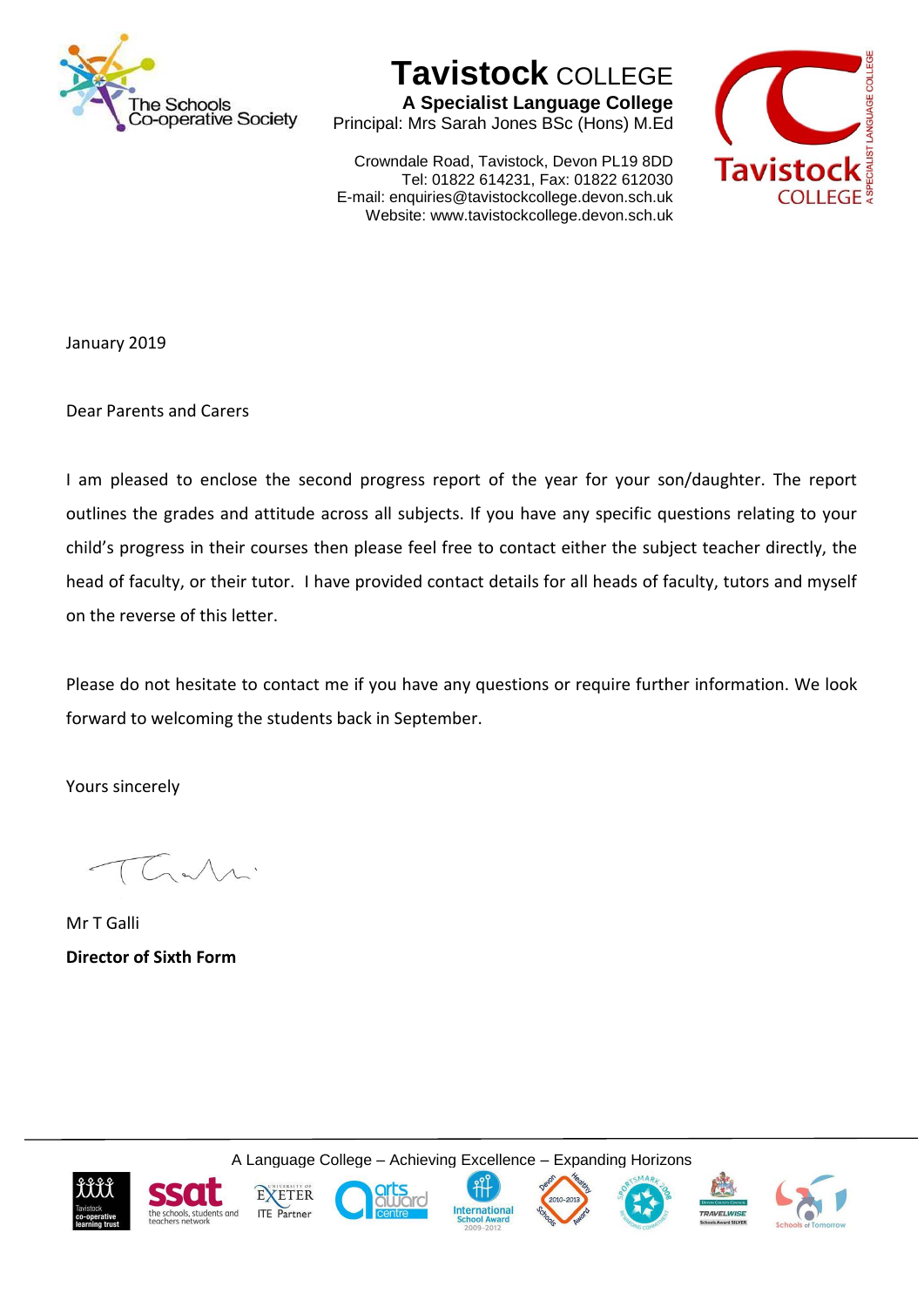# Tavistock COLLEGE

**A Specialist Language College**

Principal: Mrs Sarah Jones BSc (Hons) M.Ed

Crowndale Road, Tavistock, Devon PL19 8DD
Tel: 01822 614231, Fax: 01822 612030
E-mail: enquiries@tavistockcollege.devon.sch.uk
Website: www.tavistockcollege.devon.sch.uk

January 2019

Dear Parents and Carers

I am pleased to enclose the second progress report of the year for your son/daughter. The report outlines the grades and attitude across all subjects. If you have any specific questions relating to your child's progress in their courses then please feel free to contact either the subject teacher directly, the head of faculty, or their tutor. I have provided contact details for all heads of faculty, tutors and myself on the reverse of this letter.

Please do not hesitate to contact me if you have any questions or require further information. We look forward to welcoming the students back in September.

Yours sincerely

Mr T Galli
**Director of Sixth Form**

A Language College – Achieving Excellence – Expanding Horizons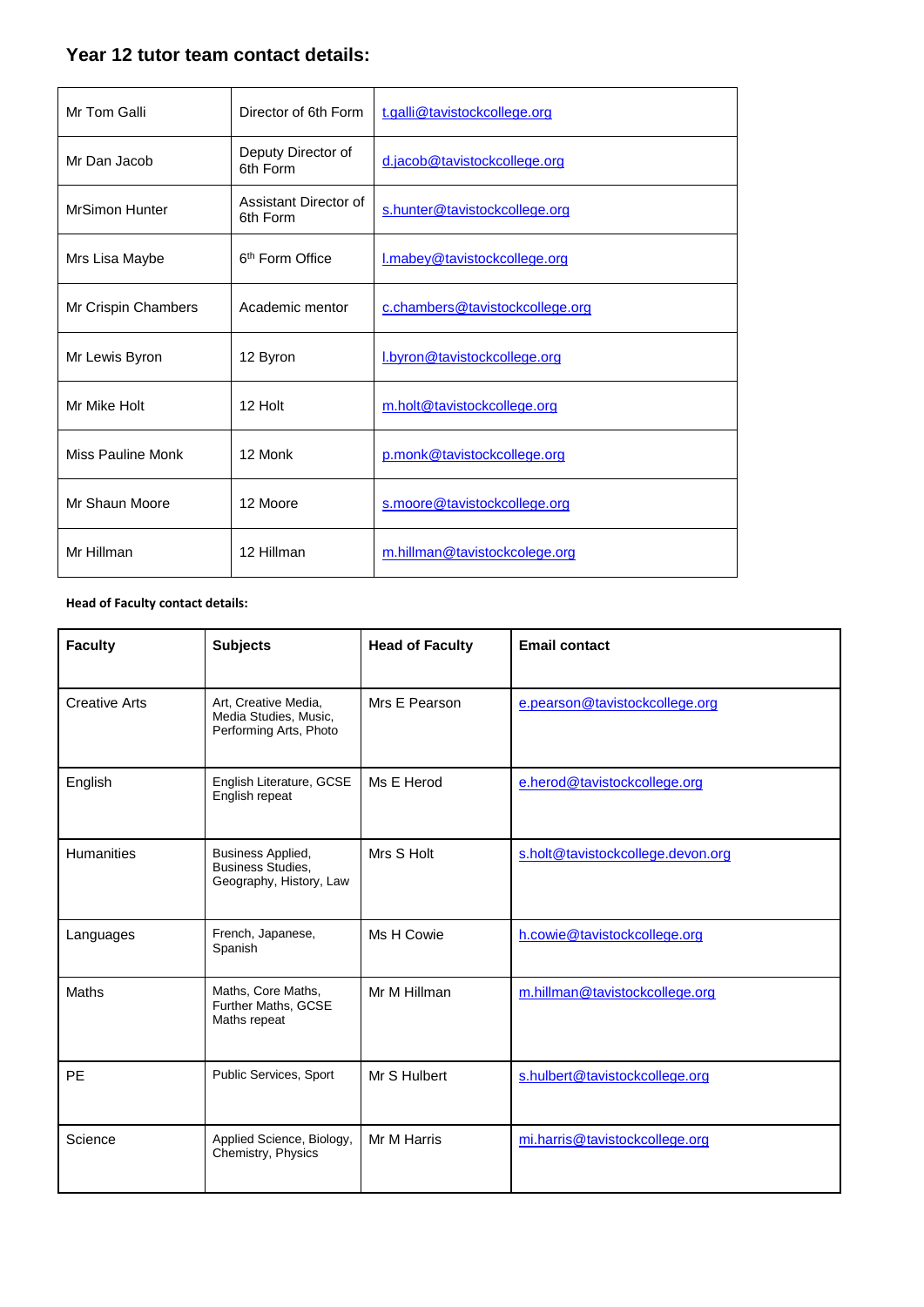## Year 12 tutor team contact details:

| | | |
|---|---|---|
| Mr Tom Galli | Director of 6th Form | t.galli@tavistockcollege.org |
| Mr Dan Jacob | Deputy Director of 6th Form | d.jacob@tavistockcollege.org |
| MrSimon Hunter | Assistant Director of 6th Form | s.hunter@tavistockcollege.org |
| Mrs Lisa Maybe | 6th Form Office | l.mabey@tavistockcollege.org |
| Mr Crispin Chambers | Academic mentor | c.chambers@tavistockcollege.org |
| Mr Lewis Byron | 12 Byron | l.byron@tavistockcollege.org |
| Mr Mike Holt | 12 Holt | m.holt@tavistockcollege.org |
| Miss Pauline Monk | 12 Monk | p.monk@tavistockcollege.org |
| Mr Shaun Moore | 12 Moore | s.moore@tavistockcollege.org |
| Mr Hillman | 12 Hillman | m.hillman@tavistockcolege.org |

**Head of Faculty contact details:**

| Faculty | Subjects | Head of Faculty | Email contact |
|---|---|---|---|
| Creative Arts | Art, Creative Media, Media Studies, Music, Performing Arts, Photo | Mrs E Pearson | e.pearson@tavistockcollege.org |
| English | English Literature, GCSE English repeat | Ms E Herod | e.herod@tavistockcollege.org |
| Humanities | Business Applied, Business Studies, Geography, History, Law | Mrs S Holt | s.holt@tavistockcollege.devon.org |
| Languages | French, Japanese, Spanish | Ms H Cowie | h.cowie@tavistockcollege.org |
| Maths | Maths, Core Maths, Further Maths, GCSE Maths repeat | Mr M Hillman | m.hillman@tavistockcollege.org |
| PE | Public Services, Sport | Mr S Hulbert | s.hulbert@tavistockcollege.org |
| Science | Applied Science, Biology, Chemistry, Physics | Mr M Harris | mi.harris@tavistockcollege.org |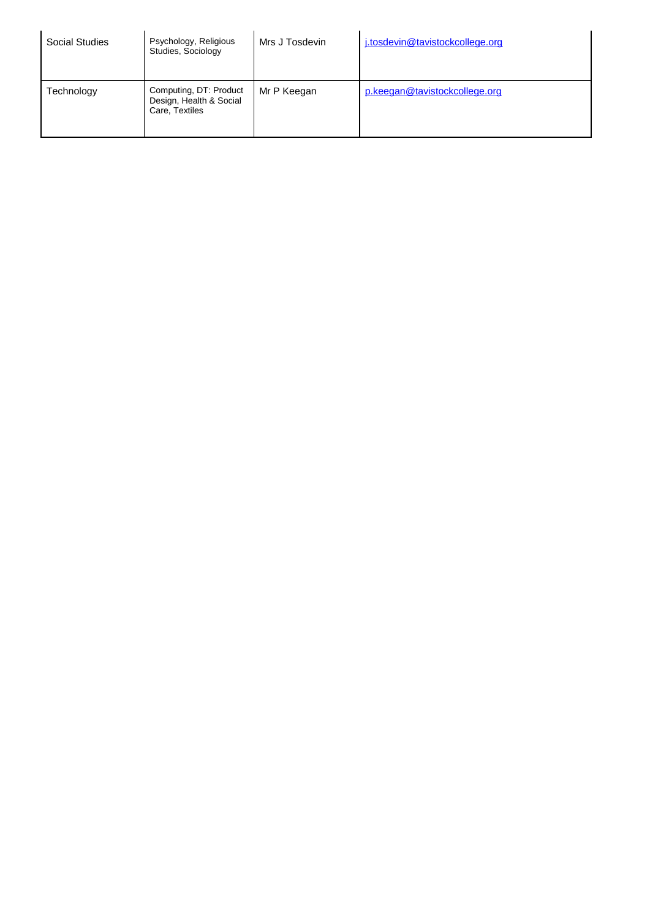| | | | |
|---|---|---|---|
| Social Studies | Psychology, Religious Studies, Sociology | Mrs J Tosdevin | j.tosdevin@tavistockcollege.org |
| Technology | Computing, DT: Product Design, Health & Social Care, Textiles | Mr P Keegan | p.keegan@tavistockcollege.org |